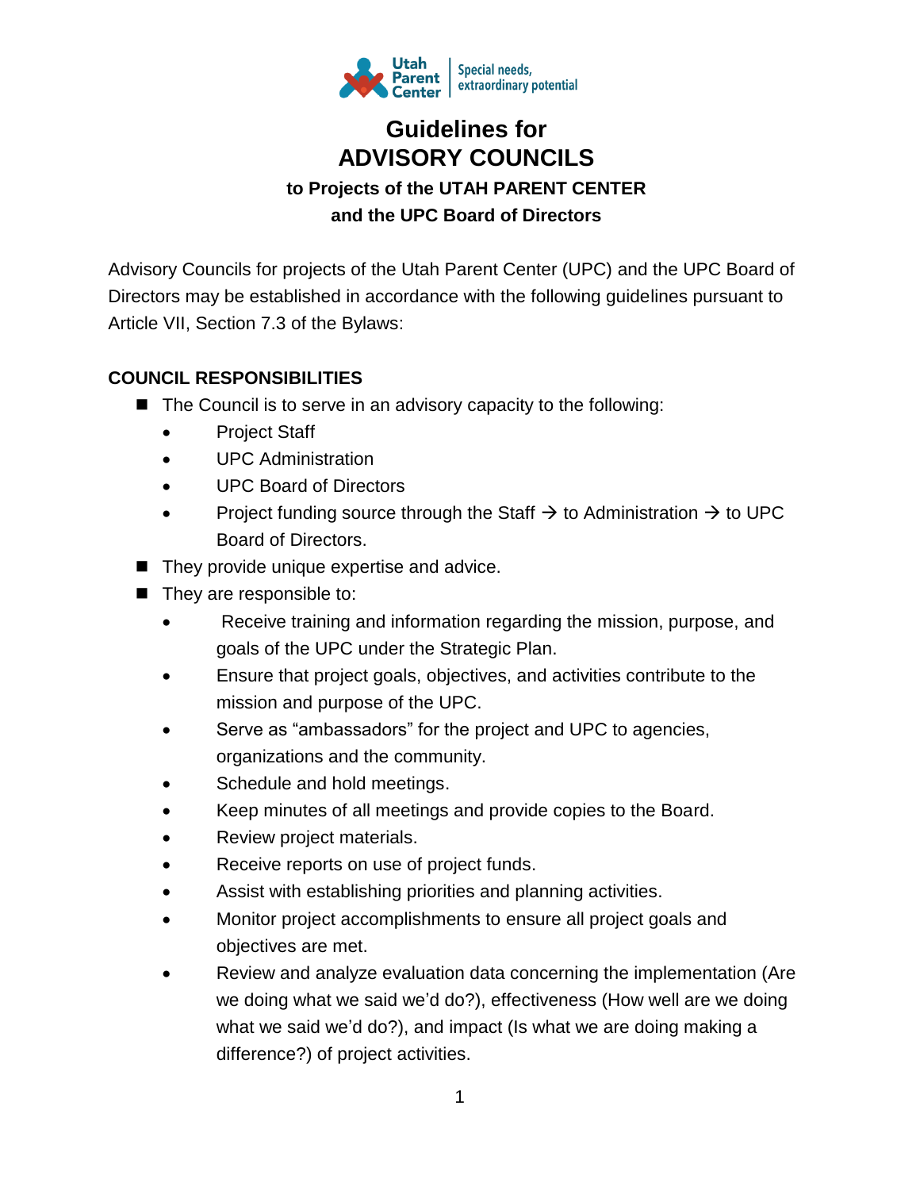# Guidelines for ADVISORY COUNCILS

### to Projects of the UTAH PARENT CENTER and the UPC Board of Directors

Advisory Councils for projects of the Utah Parent Center (UPC) and the UPC Board of Directors may be established in accordance with the following guidelines pursuant to Article VII, Section 7.3 of the Bylaws:

**COUNCIL RESPONSIBILITIES**

- The Council is to serve in an advisory capacity to the following:
  - Project Staff
  - UPC Administration
  - UPC Board of Directors
  - Project funding source through the Staff → to Administration → to UPC Board of Directors.
- They provide unique expertise and advice.
- They are responsible to:
  - Receive training and information regarding the mission, purpose, and goals of the UPC under the Strategic Plan.
  - Ensure that project goals, objectives, and activities contribute to the mission and purpose of the UPC.
  - Serve as "ambassadors" for the project and UPC to agencies, organizations and the community.
  - Schedule and hold meetings.
  - Keep minutes of all meetings and provide copies to the Board.
  - Review project materials.
  - Receive reports on use of project funds.
  - Assist with establishing priorities and planning activities.
  - Monitor project accomplishments to ensure all project goals and objectives are met.
  - Review and analyze evaluation data concerning the implementation (Are we doing what we said we'd do?), effectiveness (How well are we doing what we said we'd do?), and impact (Is what we are doing making a difference?) of project activities.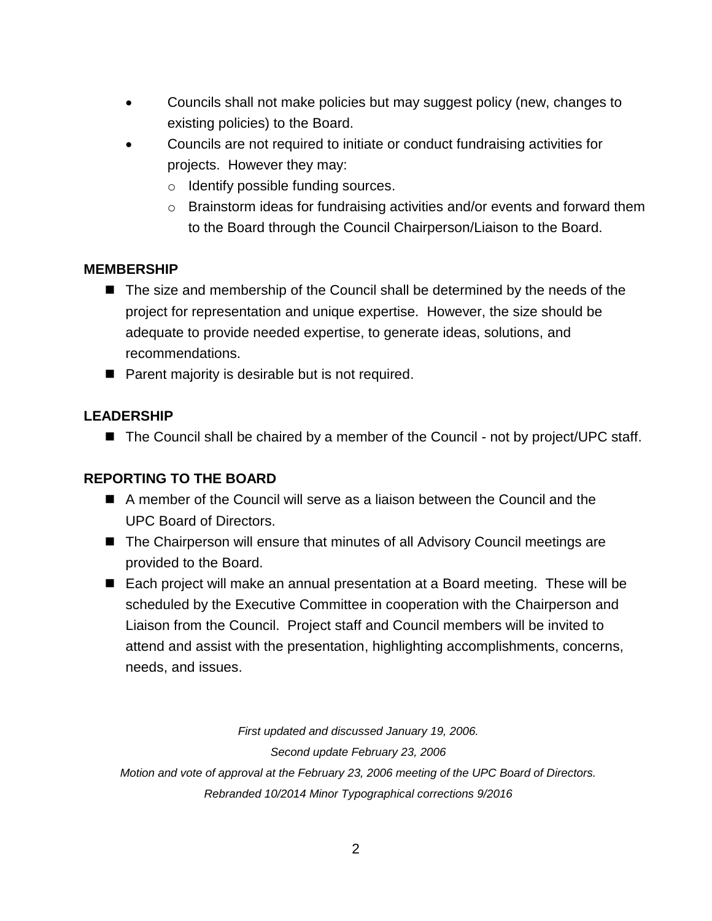- Councils shall not make policies but may suggest policy (new, changes to existing policies) to the Board.
- Councils are not required to initiate or conduct fundraising activities for projects. However they may:
  - Identify possible funding sources.
  - Brainstorm ideas for fundraising activities and/or events and forward them to the Board through the Council Chairperson/Liaison to the Board.

**MEMBERSHIP**

- The size and membership of the Council shall be determined by the needs of the project for representation and unique expertise. However, the size should be adequate to provide needed expertise, to generate ideas, solutions, and recommendations.
- Parent majority is desirable but is not required.

**LEADERSHIP**

- The Council shall be chaired by a member of the Council - not by project/UPC staff.

**REPORTING TO THE BOARD**

- A member of the Council will serve as a liaison between the Council and the UPC Board of Directors.
- The Chairperson will ensure that minutes of all Advisory Council meetings are provided to the Board.
- Each project will make an annual presentation at a Board meeting. These will be scheduled by the Executive Committee in cooperation with the Chairperson and Liaison from the Council. Project staff and Council members will be invited to attend and assist with the presentation, highlighting accomplishments, concerns, needs, and issues.

*First updated and discussed January 19, 2006.*

*Second update February 23, 2006*

*Motion and vote of approval at the February 23, 2006 meeting of the UPC Board of Directors.*

*Rebranded 10/2014 Minor Typographical corrections 9/2016*